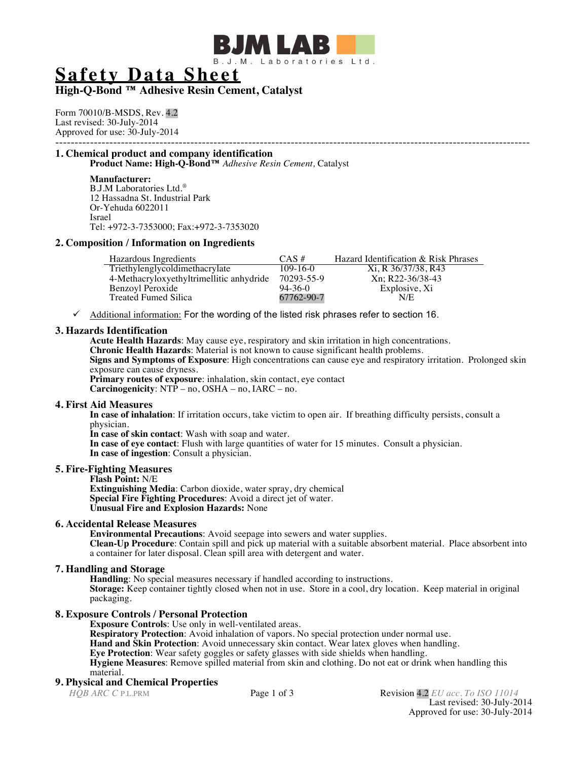BJM LAB
B.J.M. Laboratories Ltd.

# Safety Data Sheet

## High-Q-Bond ™ Adhesive Resin Cement, Catalyst

Form 70010/B-MSDS, Rev. 4.2
Last revised: 30-July-2014
Approved for use: 30-July-2014

---

### 1. Chemical product and company identification

**Product Name: High-Q-Bond™** *Adhesive Resin Cement,* Catalyst

**Manufacturer:**
B.J.M Laboratories Ltd.®
12 Hassadna St. Industrial Park
Or-Yehuda 6022011
Israel
Tel: +972-3-7353000; Fax:+972-3-7353020

### 2. Composition / Information on Ingredients

| Hazardous Ingredients | CAS # | Hazard Identification & Risk Phrases |
|---|---|---|
| Triethylenglycoldimethacrylate | 109-16-0 | Xi, R 36/37/38, R43 |
| 4-Methacryloxyethyltrimellitic anhydride | 70293-55-9 | Xn; R22-36/38-43 |
| Benzoyl Peroxide | 94-36-0 | Explosive, Xi |
| Treated Fumed Silica | 67762-90-7 | N/E |

- ✓ Additional information: For the wording of the listed risk phrases refer to section 16.

### 3. Hazards Identification

**Acute Health Hazards**: May cause eye, respiratory and skin irritation in high concentrations.
**Chronic Health Hazards**: Material is not known to cause significant health problems.
**Signs and Symptoms of Exposure**: High concentrations can cause eye and respiratory irritation. Prolonged skin exposure can cause dryness.
**Primary routes of exposure**: inhalation, skin contact, eye contact
**Carcinogenicity**: NTP – no, OSHA – no, IARC – no.

### 4. First Aid Measures

**In case of inhalation**: If irritation occurs, take victim to open air. If breathing difficulty persists, consult a physician.
**In case of skin contact**: Wash with soap and water.
**In case of eye contact**: Flush with large quantities of water for 15 minutes. Consult a physician.
**In case of ingestion**: Consult a physician.

### 5. Fire-Fighting Measures

**Flash Point:** N/E
**Extinguishing Media**: Carbon dioxide, water spray, dry chemical
**Special Fire Fighting Procedures**: Avoid a direct jet of water.
**Unusual Fire and Explosion Hazards:** None

### 6. Accidental Release Measures

**Environmental Precautions**: Avoid seepage into sewers and water supplies.
**Clean-Up Procedure**: Contain spill and pick up material with a suitable absorbent material. Place absorbent into a container for later disposal. Clean spill area with detergent and water.

### 7. Handling and Storage

**Handling**: No special measures necessary if handled according to instructions.
**Storage:** Keep container tightly closed when not in use. Store in a cool, dry location. Keep material in original packaging.

### 8. Exposure Controls / Personal Protection

**Exposure Controls**: Use only in well-ventilated areas.
**Respiratory Protection**: Avoid inhalation of vapors. No special protection under normal use.
**Hand and Skin Protection**: Avoid unnecessary skin contact. Wear latex gloves when handling.
**Eye Protection**: Wear safety goggles or safety glasses with side shields when handling.
**Hygiene Measures**: Remove spilled material from skin and clothing. Do not eat or drink when handling this material.

### 9. Physical and Chemical Properties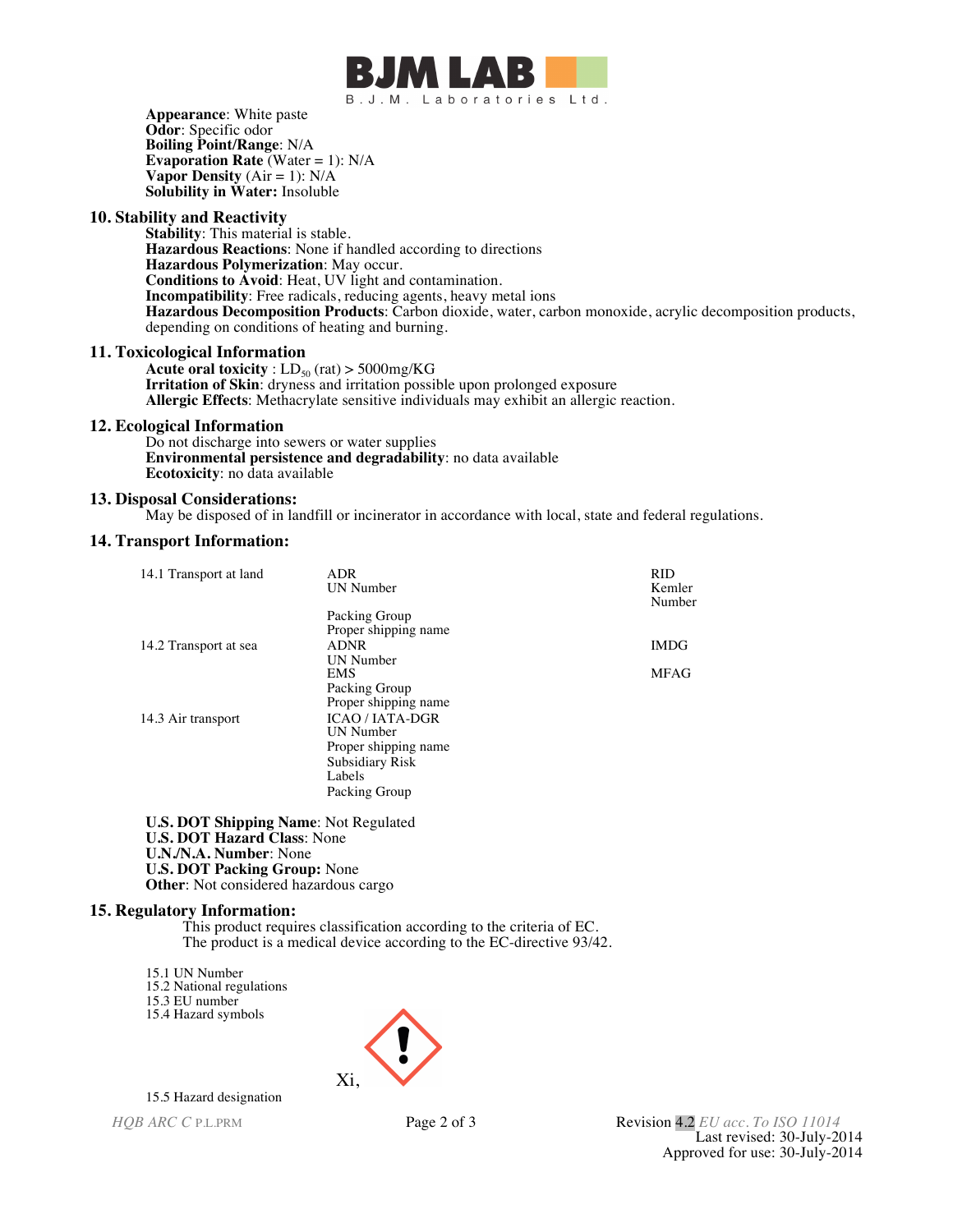**Appearance**: White paste
**Odor**: Specific odor
**Boiling Point/Range**: N/A
**Evaporation Rate** (Water = 1): N/A
**Vapor Density** (Air = 1): N/A
**Solubility in Water:** Insoluble

## 10. Stability and Reactivity

**Stability**: This material is stable.
**Hazardous Reactions**: None if handled according to directions
**Hazardous Polymerization**: May occur.
**Conditions to Avoid**: Heat, UV light and contamination.
**Incompatibility**: Free radicals, reducing agents, heavy metal ions
**Hazardous Decomposition Products**: Carbon dioxide, water, carbon monoxide, acrylic decomposition products, depending on conditions of heating and burning.

## 11. Toxicological Information

**Acute oral toxicity** : $LD_{50}$ (rat) > 5000mg/KG
**Irritation of Skin**: dryness and irritation possible upon prolonged exposure
**Allergic Effects**: Methacrylate sensitive individuals may exhibit an allergic reaction.

## 12. Ecological Information

Do not discharge into sewers or water supplies
**Environmental persistence and degradability**: no data available
**Ecotoxicity**: no data available

## 13. Disposal Considerations:

May be disposed of in landfill or incinerator in accordance with local, state and federal regulations.

## 14. Transport Information:

| | | |
|---|---|---|
| 14.1 Transport at land | ADR<br>UN Number<br><br>Packing Group<br>Proper shipping name | RID<br>Kemler Number |
| 14.2 Transport at sea | ADNR<br>UN Number<br>EMS<br>Packing Group<br>Proper shipping name | IMDG<br><br>MFAG |
| 14.3 Air transport | ICAO / IATA-DGR<br>UN Number<br>Proper shipping name<br>Subsidiary Risk<br>Labels<br>Packing Group | |

**U.S. DOT Shipping Name**: Not Regulated
**U.S. DOT Hazard Class**: None
**U.N./N.A. Number**: None
**U.S. DOT Packing Group:** None
**Other**: Not considered hazardous cargo

## 15. Regulatory Information:

This product requires classification according to the criteria of EC.
The product is a medical device according to the EC-directive 93/42.

15.1 UN Number
15.2 National regulations
15.3 EU number
15.4 Hazard symbols

Xi,

15.5 Hazard designation

*HQB ARC C* P.L.PRM

Revision 4.2 *EU acc. To ISO 11014*
Last revised: 30-July-2014
Approved for use: 30-July-2014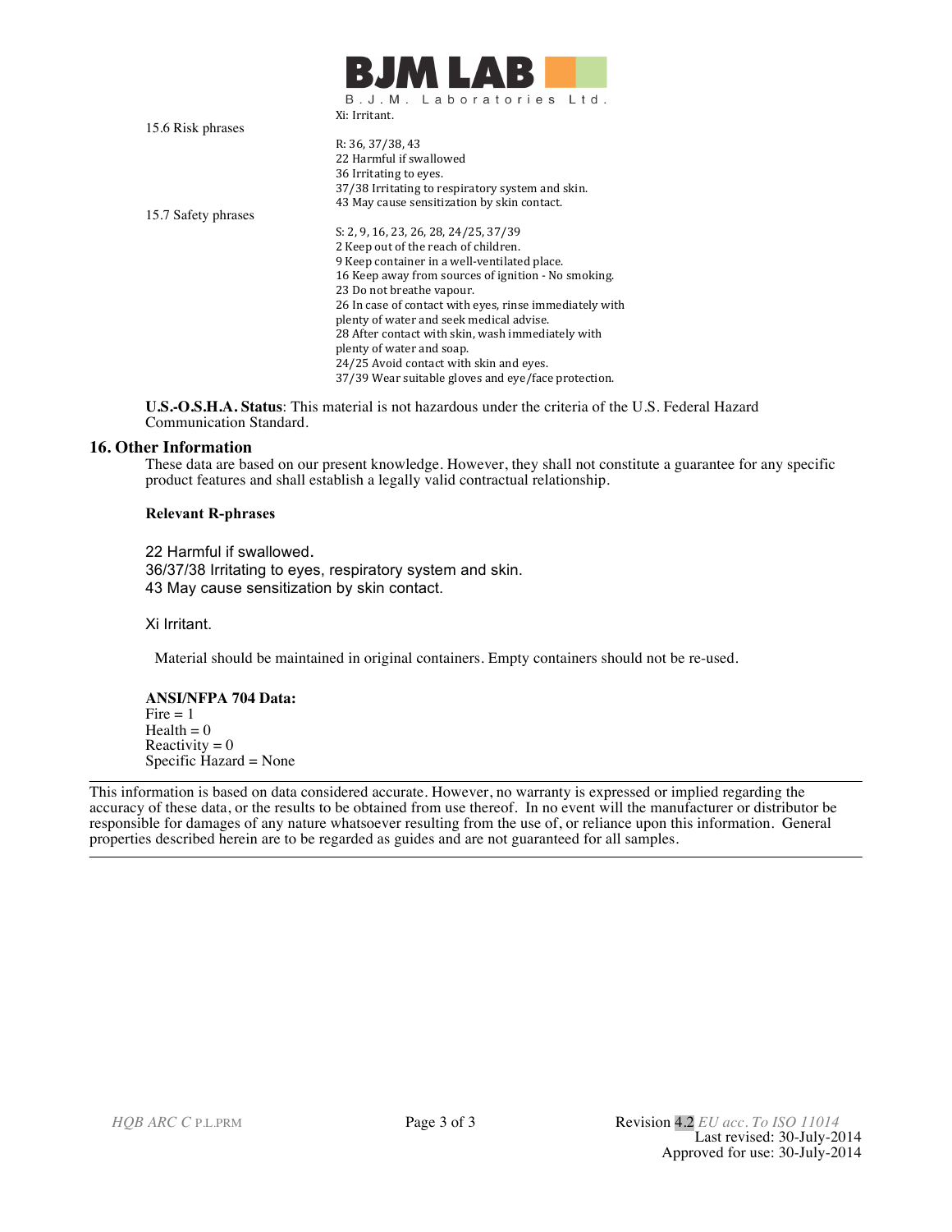Xi: Irritant.

15.6 Risk phrases

R: 36, 37/38, 43
22 Harmful if swallowed
36 Irritating to eyes.
37/38 Irritating to respiratory system and skin.
43 May cause sensitization by skin contact.

15.7 Safety phrases

S: 2, 9, 16, 23, 26, 28, 24/25, 37/39
2 Keep out of the reach of children.
9 Keep container in a well-ventilated place.
16 Keep away from sources of ignition - No smoking.
23 Do not breathe vapour.
26 In case of contact with eyes, rinse immediately with plenty of water and seek medical advise.
28 After contact with skin, wash immediately with plenty of water and soap.
24/25 Avoid contact with skin and eyes.
37/39 Wear suitable gloves and eye/face protection.

**U.S.-O.S.H.A. Status**: This material is not hazardous under the criteria of the U.S. Federal Hazard Communication Standard.

## 16. Other Information

These data are based on our present knowledge. However, they shall not constitute a guarantee for any specific product features and shall establish a legally valid contractual relationship.

**Relevant R-phrases**

22 Harmful if swallowed.
36/37/38 Irritating to eyes, respiratory system and skin.
43 May cause sensitization by skin contact.

Xi Irritant.

Material should be maintained in original containers. Empty containers should not be re-used.

**ANSI/NFPA 704 Data:**
Fire = 1
Health = 0
Reactivity = 0
Specific Hazard = None

---

This information is based on data considered accurate. However, no warranty is expressed or implied regarding the accuracy of these data, or the results to be obtained from use thereof. In no event will the manufacturer or distributor be responsible for damages of any nature whatsoever resulting from the use of, or reliance upon this information. General properties described herein are to be regarded as guides and are not guaranteed for all samples.

---